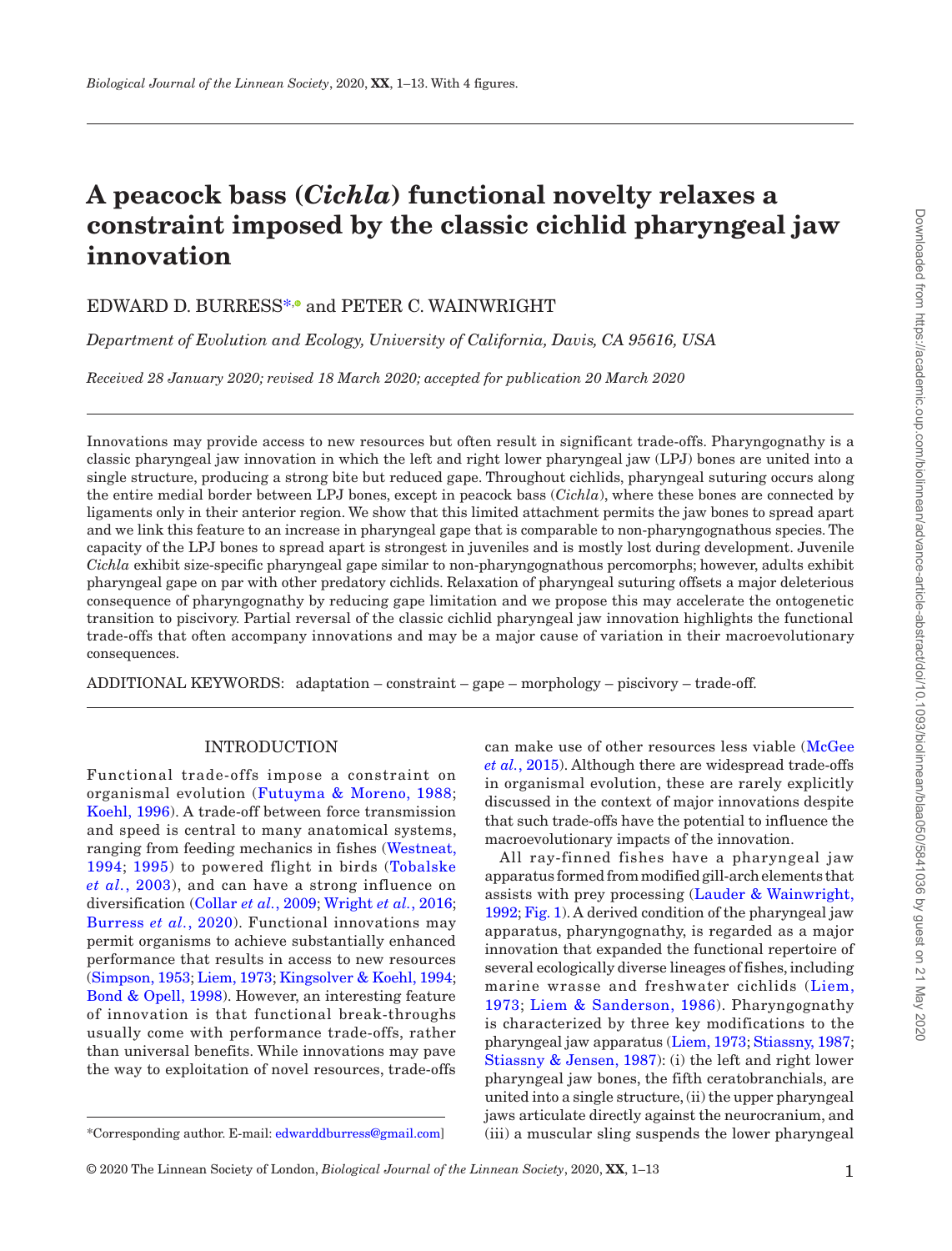# A peacock bass (*Cichla*) functional novelty relaxes a constraint imposed by the classic cichlid pharyngeal jaw innovation

EDWARD D. BURRESS* and PETER C. WAINWRIGHT

*Department of Evolution and Ecology, University of California, Davis, CA 95616, USA*

*Received 28 January 2020; revised 18 March 2020; accepted for publication 20 March 2020*

Innovations may provide access to new resources but often result in significant trade-offs. Pharyngognathy is a classic pharyngeal jaw innovation in which the left and right lower pharyngeal jaw (LPJ) bones are united into a single structure, producing a strong bite but reduced gape. Throughout cichlids, pharyngeal suturing occurs along the entire medial border between LPJ bones, except in peacock bass (*Cichla*), where these bones are connected by ligaments only in their anterior region. We show that this limited attachment permits the jaw bones to spread apart and we link this feature to an increase in pharyngeal gape that is comparable to non-pharyngognathous species. The capacity of the LPJ bones to spread apart is strongest in juveniles and is mostly lost during development. Juvenile *Cichla* exhibit size-specific pharyngeal gape similar to non-pharyngognathous percomorphs; however, adults exhibit pharyngeal gape on par with other predatory cichlids. Relaxation of pharyngeal suturing offsets a major deleterious consequence of pharyngognathy by reducing gape limitation and we propose this may accelerate the ontogenetic transition to piscivory. Partial reversal of the classic cichlid pharyngeal jaw innovation highlights the functional trade-offs that often accompany innovations and may be a major cause of variation in their macroevolutionary consequences.

ADDITIONAL KEYWORDS: adaptation – constraint – gape – morphology – piscivory – trade-off.

## INTRODUCTION

Functional trade-offs impose a constraint on organismal evolution (Futuyma & Moreno, 1988; Koehl, 1996). A trade-off between force transmission and speed is central to many anatomical systems, ranging from feeding mechanics in fishes (Westneat, 1994; 1995) to powered flight in birds (Tobalske *et al.*, 2003), and can have a strong influence on diversification (Collar *et al.*, 2009; Wright *et al.*, 2016; Burress *et al.*, 2020). Functional innovations may permit organisms to achieve substantially enhanced performance that results in access to new resources (Simpson, 1953; Liem, 1973; Kingsolver & Koehl, 1994; Bond & Opell, 1998). However, an interesting feature of innovation is that functional break-throughs usually come with performance trade-offs, rather than universal benefits. While innovations may pave the way to exploitation of novel resources, trade-offs can make use of other resources less viable (McGee *et al.*, 2015). Although there are widespread trade-offs in organismal evolution, these are rarely explicitly discussed in the context of major innovations despite that such trade-offs have the potential to influence the macroevolutionary impacts of the innovation.

All ray-finned fishes have a pharyngeal jaw apparatus formed from modified gill-arch elements that assists with prey processing (Lauder & Wainwright, 1992; Fig. 1). A derived condition of the pharyngeal jaw apparatus, pharyngognathy, is regarded as a major innovation that expanded the functional repertoire of several ecologically diverse lineages of fishes, including marine wrasse and freshwater cichlids (Liem, 1973; Liem & Sanderson, 1986). Pharyngognathy is characterized by three key modifications to the pharyngeal jaw apparatus (Liem, 1973; Stiassny, 1987; Stiassny & Jensen, 1987): (i) the left and right lower pharyngeal jaw bones, the fifth ceratobranchials, are united into a single structure, (ii) the upper pharyngeal jaws articulate directly against the neurocranium, and (iii) a muscular sling suspends the lower pharyngeal

*Corresponding author. E-mail: edwarddburress@gmail.com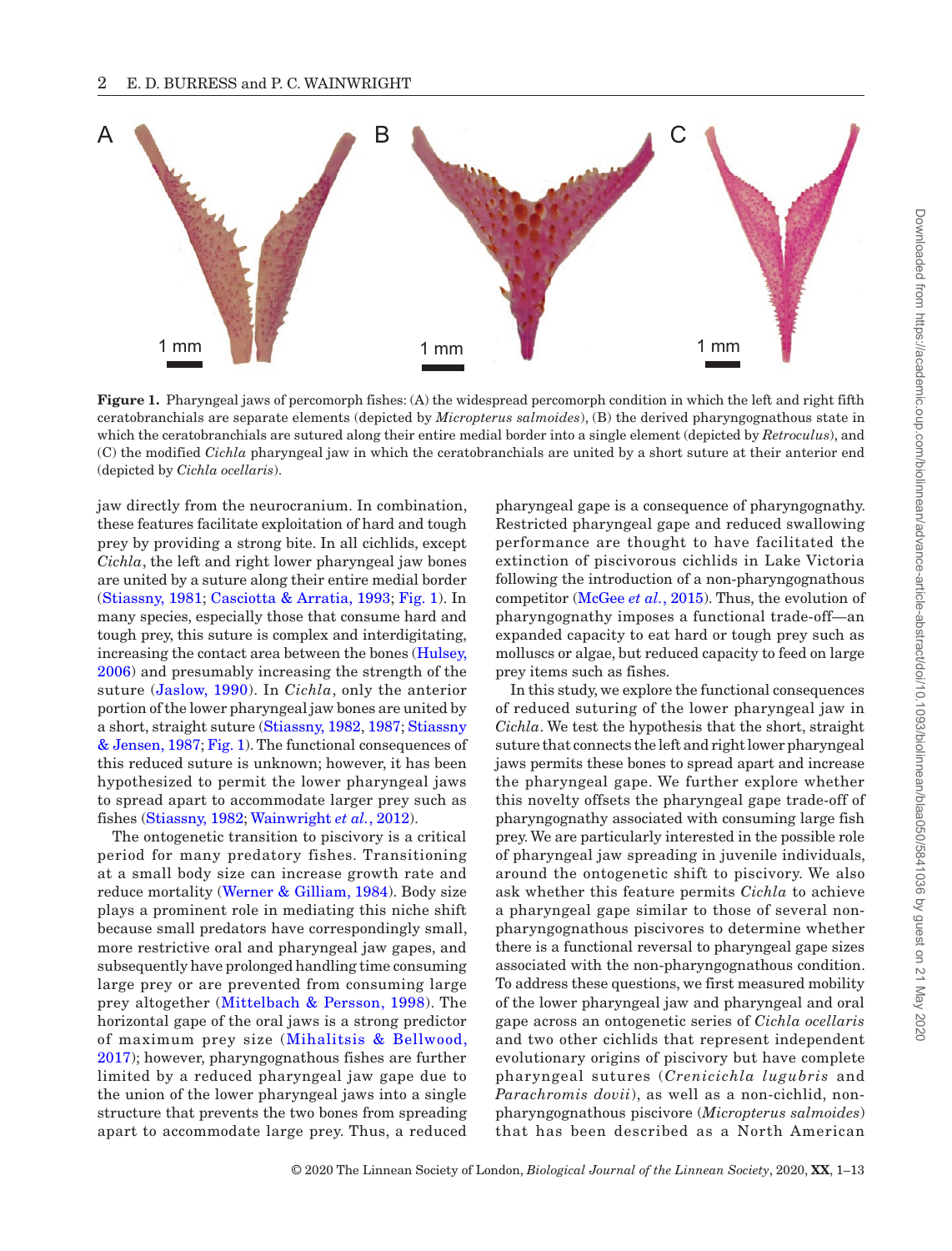**Figure 1.** Pharyngeal jaws of percomorph fishes: (A) the widespread percomorph condition in which the left and right fifth ceratobranchials are separate elements (depicted by *Micropterus salmoides*), (B) the derived pharyngognathous state in which the ceratobranchials are sutured along their entire medial border into a single element (depicted by *Retroculus*), and (C) the modified *Cichla* pharyngeal jaw in which the ceratobranchials are united by a short suture at their anterior end (depicted by *Cichla ocellaris*).

jaw directly from the neurocranium. In combination, these features facilitate exploitation of hard and tough prey by providing a strong bite. In all cichlids, except *Cichla*, the left and right lower pharyngeal jaw bones are united by a suture along their entire medial border (Stiassny, 1981; Casciotta & Arratia, 1993; Fig. 1). In many species, especially those that consume hard and tough prey, this suture is complex and interdigitating, increasing the contact area between the bones (Hulsey, 2006) and presumably increasing the strength of the suture (Jaslow, 1990). In *Cichla*, only the anterior portion of the lower pharyngeal jaw bones are united by a short, straight suture (Stiassny, 1982, 1987; Stiassny & Jensen, 1987; Fig. 1). The functional consequences of this reduced suture is unknown; however, it has been hypothesized to permit the lower pharyngeal jaws to spread apart to accommodate larger prey such as fishes (Stiassny, 1982; Wainwright *et al.*, 2012).

The ontogenetic transition to piscivory is a critical period for many predatory fishes. Transitioning at a small body size can increase growth rate and reduce mortality (Werner & Gilliam, 1984). Body size plays a prominent role in mediating this niche shift because small predators have correspondingly small, more restrictive oral and pharyngeal jaw gapes, and subsequently have prolonged handling time consuming large prey or are prevented from consuming large prey altogether (Mittelbach & Persson, 1998). The horizontal gape of the oral jaws is a strong predictor of maximum prey size (Mihalitsis & Bellwood, 2017); however, pharyngognathous fishes are further limited by a reduced pharyngeal jaw gape due to the union of the lower pharyngeal jaws into a single structure that prevents the two bones from spreading apart to accommodate large prey. Thus, a reduced pharyngeal gape is a consequence of pharyngognathy. Restricted pharyngeal gape and reduced swallowing performance are thought to have facilitated the extinction of piscivorous cichlids in Lake Victoria following the introduction of a non-pharyngognathous competitor (McGee *et al.*, 2015). Thus, the evolution of pharyngognathy imposes a functional trade-off—an expanded capacity to eat hard or tough prey such as molluscs or algae, but reduced capacity to feed on large prey items such as fishes.

In this study, we explore the functional consequences of reduced suturing of the lower pharyngeal jaw in *Cichla*. We test the hypothesis that the short, straight suture that connects the left and right lower pharyngeal jaws permits these bones to spread apart and increase the pharyngeal gape. We further explore whether this novelty offsets the pharyngeal gape trade-off of pharyngognathy associated with consuming large fish prey. We are particularly interested in the possible role of pharyngeal jaw spreading in juvenile individuals, around the ontogenetic shift to piscivory. We also ask whether this feature permits *Cichla* to achieve a pharyngeal gape similar to those of several non-pharyngognathous piscivores to determine whether there is a functional reversal to pharyngeal gape sizes associated with the non-pharyngognathous condition. To address these questions, we first measured mobility of the lower pharyngeal jaw and pharyngeal and oral gape across an ontogenetic series of *Cichla ocellaris* and two other cichlids that represent independent evolutionary origins of piscivory but have complete pharyngeal sutures (*Crenicichla lugubris* and *Parachromis dovii*), as well as a non-cichlid, non-pharyngognathous piscivore (*Micropterus salmoides*) that has been described as a North American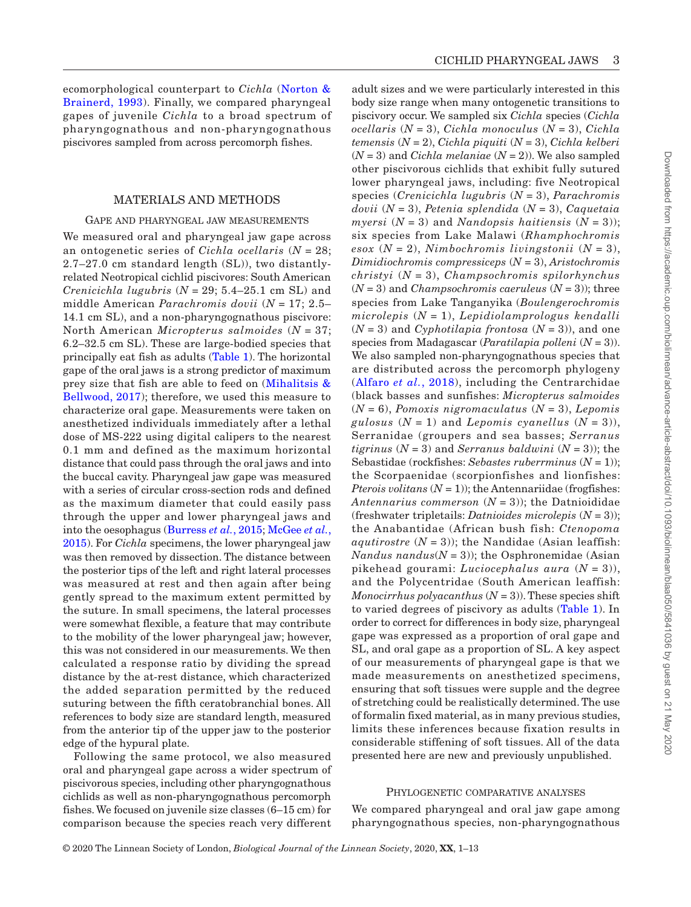ecomorphological counterpart to *Cichla* (Norton & Brainerd, 1993). Finally, we compared pharyngeal gapes of juvenile *Cichla* to a broad spectrum of pharyngognathous and non-pharyngognathous piscivores sampled from across percomorph fishes.

## MATERIALS AND METHODS

### Gape and pharyngeal jaw measurements

We measured oral and pharyngeal jaw gape across an ontogenetic series of *Cichla ocellaris* ($N$ = 28; 2.7–27.0 cm standard length (SL)), two distantly-related Neotropical cichlid piscivores: South American *Crenicichla lugubris* ($N$ = 29; 5.4–25.1 cm SL) and middle American *Parachromis dovii* ($N$ = 17; 2.5–14.1 cm SL), and a non-pharyngognathous piscivore: North American *Micropterus salmoides* ($N$ = 37; 6.2–32.5 cm SL). These are large-bodied species that principally eat fish as adults (Table 1). The horizontal gape of the oral jaws is a strong predictor of maximum prey size that fish are able to feed on (Mihalitsis & Bellwood, 2017); therefore, we used this measure to characterize oral gape. Measurements were taken on anesthetized individuals immediately after a lethal dose of MS-222 using digital calipers to the nearest 0.1 mm and defined as the maximum horizontal distance that could pass through the oral jaws and into the buccal cavity. Pharyngeal jaw gape was measured with a series of circular cross-section rods and defined as the maximum diameter that could easily pass through the upper and lower pharyngeal jaws and into the oesophagus (Burress *et al.*, 2015; McGee *et al.*, 2015). For *Cichla* specimens, the lower pharyngeal jaw was then removed by dissection. The distance between the posterior tips of the left and right lateral processes was measured at rest and then again after being gently spread to the maximum extent permitted by the suture. In small specimens, the lateral processes were somewhat flexible, a feature that may contribute to the mobility of the lower pharyngeal jaw; however, this was not considered in our measurements. We then calculated a response ratio by dividing the spread distance by the at-rest distance, which characterized the added separation permitted by the reduced suturing between the fifth ceratobranchial bones. All references to body size are standard length, measured from the anterior tip of the upper jaw to the posterior edge of the hypural plate.

Following the same protocol, we also measured oral and pharyngeal gape across a wider spectrum of piscivorous species, including other pharyngognathous cichlids as well as non-pharyngognathous percomorph fishes. We focused on juvenile size classes (6–15 cm) for comparison because the species reach very different adult sizes and we were particularly interested in this body size range when many ontogenetic transitions to piscivory occur. We sampled six *Cichla* species (*Cichla ocellaris* ($N$ = 3), *Cichla monoculus* ($N$ = 3), *Cichla temensis* ($N$ = 2), *Cichla piquiti* ($N$ = 3), *Cichla kelberi* ($N$ = 3) and *Cichla melaniae* ($N$ = 2)). We also sampled other piscivorous cichlids that exhibit fully sutured lower pharyngeal jaws, including: five Neotropical species (*Crenicichla lugubris* ($N$ = 3), *Parachromis dovii* ($N$ = 3), *Petenia splendida* ($N$ = 3), *Caquetaia myersi* ($N$ = 3) and *Nandopsis haitiensis* ($N$ = 3)); six species from Lake Malawi (*Rhamphochromis esox* ($N$ = 2), *Nimbochromis livingstonii* ($N$ = 3), *Dimidiochromis compressiceps* ($N$ = 3), *Aristochromis christyi* ($N$ = 3), *Champsochromis spilorhynchus* ($N$ = 3) and *Champsochromis caeruleus* ($N$ = 3)); three species from Lake Tanganyika (*Boulengerochromis microlepis* ($N$ = 1), *Lepidiolamprologus kendalli* ($N$ = 3) and *Cyphotilapia frontosa* ($N$ = 3)), and one species from Madagascar (*Paratilapia polleni* ($N$ = 3)). We also sampled non-pharyngognathous species that are distributed across the percomorph phylogeny (Alfaro *et al.*, 2018), including the Centrarchidae (black basses and sunfishes: *Micropterus salmoides* ($N$ = 6), *Pomoxis nigromaculatus* ($N$ = 3), *Lepomis gulosus* ($N$ = 1) and *Lepomis cyanellus* ($N$ = 3)), Serranidae (groupers and sea basses; *Serranus tigrinus* ($N$ = 3) and *Serranus baldwini* ($N$ = 3)); the Sebastidae (rockfishes: *Sebastes ruberrminus* ($N$ = 1)); the Scorpaenidae (scorpionfishes and lionfishes: *Pterois volitans* ($N$ = 1)); the Antennariidae (frogfishes: *Antennarius commerson* ($N$ = 3)); the Datnioididae (freshwater tripletails: *Datnioides microlepis* ($N$ = 3)); the Anabantidae (African bush fish: *Ctenopoma aqutirostre* ($N$ = 3)); the Nandidae (Asian leaffish: *Nandus nandus*($N$ = 3)); the Osphronemidae (Asian pikehead gourami: *Luciocephalus aura* ($N$ = 3)), and the Polycentridae (South American leaffish: *Monocirrhus polyacanthus* ($N$ = 3)). These species shift to varied degrees of piscivory as adults (Table 1). In order to correct for differences in body size, pharyngeal gape was expressed as a proportion of oral gape and SL, and oral gape as a proportion of SL. A key aspect of our measurements of pharyngeal gape is that we made measurements on anesthetized specimens, ensuring that soft tissues were supple and the degree of stretching could be realistically determined. The use of formalin fixed material, as in many previous studies, limits these inferences because fixation results in considerable stiffening of soft tissues. All of the data presented here are new and previously unpublished.

### Phylogenetic comparative analyses

We compared pharyngeal and oral jaw gape among pharyngognathous species, non-pharyngognathous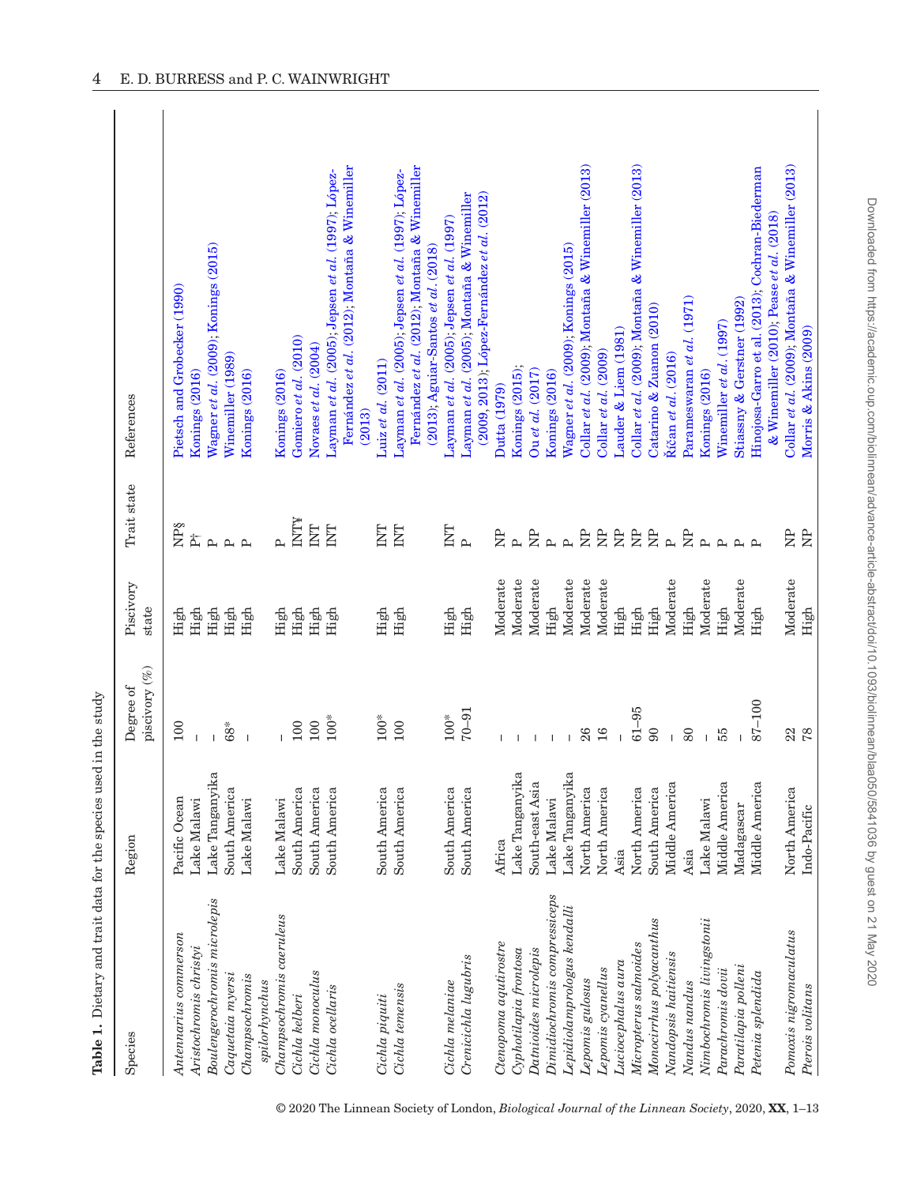**Table 1.** Dietary and trait data for the species used in the study

| Species | Region | Degree of piscivory (%) | Piscivory state | Trait state | References |
|---|---|---|---|---|---|
| *Antennarius commerson* | Pacific Ocean | 100 | High | NP§ | Pietsch and Grobecker (1990) |
| *Aristochromis christyi* | Lake Malawi | - | High | P† | Konings (2016) |
| *Boulengerochromis microlepis* | Lake Tanganyika | - | High | P | Wagner *et al.* (2009); Konings (2015) |
| *Caquetaia myersi* | South America | 68* | High | P | Winemiller (1989) |
| *Champsochromis spilorhynchus* | Lake Malawi | - | High | P | Konings (2016) |
| *Champsochromis caeruleus* | Lake Malawi | - | High | P | Konings (2016) |
| *Cichla kelberi* | South America | 100 | High | INT¥ | Gomiero *et al.* (2010) |
| *Cichla monoculus* | South America | 100 | High | INT | Novaes *et al.* (2004) |
| *Cichla ocellaris* | South America | 100* | High | INT | Layman *et al.* (2005); Jepsen *et al.* (1997); López-Fernández *et al.* (2012); Montaña & Winemiller (2013) |
| *Cichla piquiti* | South America | 100* | High | INT | Luiz *et al.* (2011) |
| *Cichla temensis* | South America | 100 | High | INT | Layman *et al.* (2005); Jepsen *et al.* (1997); López-Fernández *et al.* (2012); Montaña & Winemiller (2013); Aguiar-Santos *et al.* (2018) |
| *Cichla melaniae* | South America | 100* | High | INT | Layman *et al.* (2005); Jepsen *et al.* (1997) |
| *Crenicichla lugubris* | South America | 70–91 | High | P | Layman *et al.* (2005); Montaña & Winemiller (2009, 2013); López-Fernández *et al.* (2012) |
| *Ctenopoma aqutirostre* | Africa | - | Moderate | NP | Dutta (1979) |
| *Cyphotilapia frontosa* | Lake Tanganyika | - | Moderate | P | Konings (2015); |
| *Datnioides microlepis* | South-east Asia | - | Moderate | NP | Ou *et al.* (2017) |
| *Dimidiochromis compressiceps* | Lake Malawi | - | High | P | Konings (2016) |
| *Lepidiolamprologus kendalli* | Lake Tanganyika | - | Moderate | P | Wagner *et al.* (2009); Konings (2015) |
| *Lepomis gulosus* | North America | 26 | Moderate | NP | Collar *et al.* (2009); Montaña & Winemiller (2013) |
| *Lepomis cyanellus* | North America | 16 | Moderate | NP | Collar *et al.* (2009) |
| *Luciocephalus aura* | Asia | - | High | NP | Lauder & Liem (1981) |
| *Micropterus salmoides* | North America | 61–95 | High | NP | Collar *et al.* (2009); Montaña & Winemiller (2013) |
| *Monocirrhus polyacanthus* | South America | 90 | High | NP | Catarino & Zuanon (2010) |
| *Nandopsis haitiensis* | Middle America | - | Moderate | P | Říčan *et al.* (2016) |
| *Nandus nandus* | Asia | 80 | High | NP | Parameswaran *et al.* (1971) |
| *Nimbochromis livingstonii* | Lake Malawi | - | Moderate | P | Konings (2016) |
| *Parachromis dovii* | Middle America | 55 | High | P | Winemiller *et al.* (1997) |
| *Paratilapia polleni* | Madagascar | - | Moderate | P | Stiassny & Gerstner (1992) |
| *Petenia splendida* | Middle America | 87–100 | High | P | Hinojosa-Garro et al. (2013); Cochran-Biederman & Winemiller (2010); Pease *et al.* (2018) |
| *Pomoxis nigromaculatus* | North America | 22 | Moderate | NP | Collar *et al.* (2009); Montaña & Winemiller (2013) |
| *Pterois volitans* | Indo-Pacific | 78 | High | NP | Morris & Akins (2009) |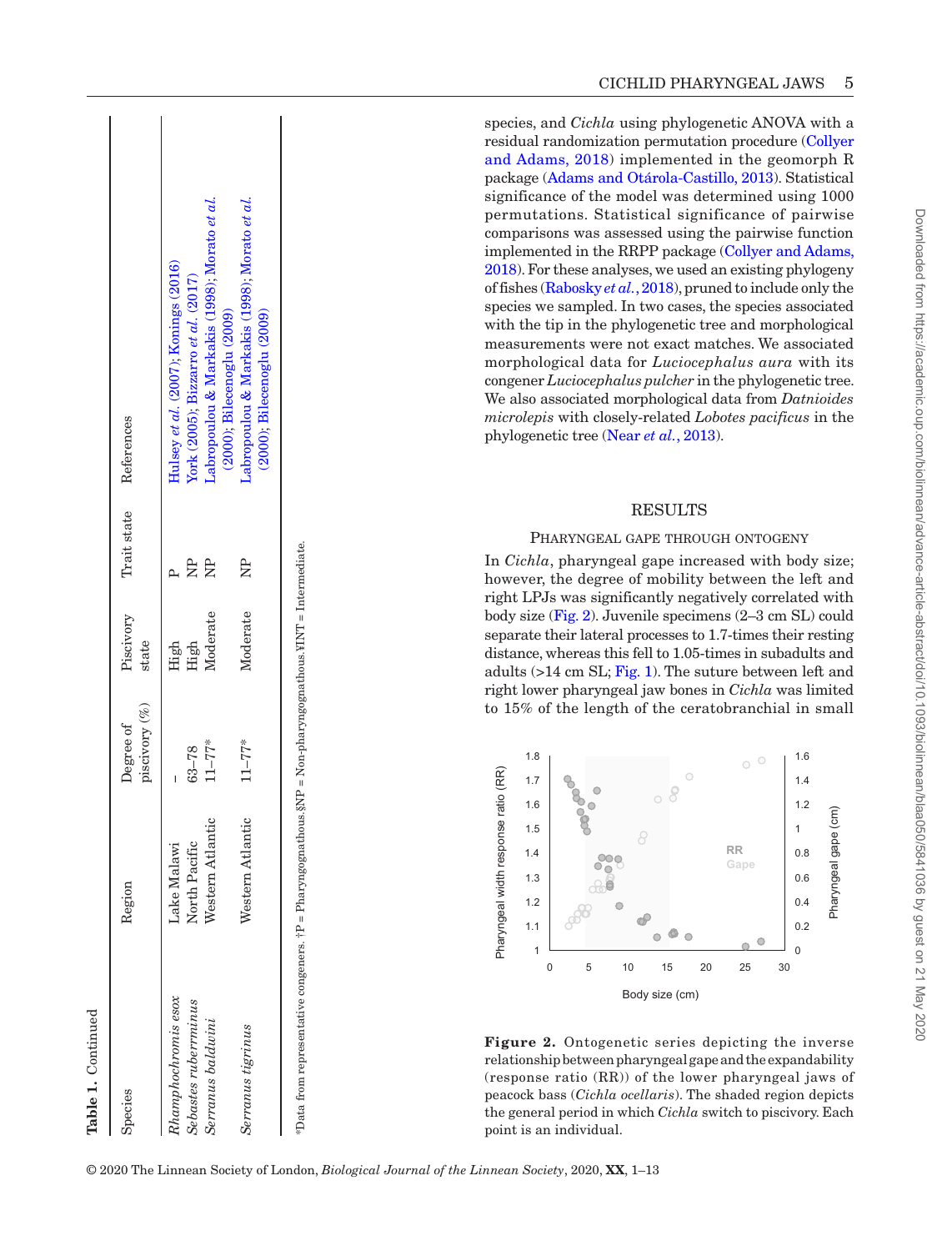**Table 1.** Continued

| Species | Region | Degree of piscivory (%) | Piscivory state | Trait state | References |
|---|---|---|---|---|---|
| *Rhamphochromis esox* | Lake Malawi | – | High | P | Hulsey *et al.* (2007); Konings (2016) |
| *Sebastes ruberrminus* | North Pacific | 63–78 | High | NP | York (2005); Bizzarro *et al.* (2017) |
| *Serranus baldwini* | Western Atlantic | 11–77* | Moderate | NP | Labropoulou & Markakis (1998); Morato *et al.* (2000); Bilecenoglu (2009) |
| *Serranus tigrinus* | Western Atlantic | 11–77* | Moderate | NP | Labropoulou & Markakis (1998); Morato *et al.* (2000); Bilecenoglu (2009) |

*Data from representative congeners. †P = Pharyngognathous.§NP = Non-pharyngognathous.¥INT = Intermediate.

species, and *Cichla* using phylogenetic ANOVA with a residual randomization permutation procedure (Collyer and Adams, 2018) implemented in the geomorph R package (Adams and Otárola-Castillo, 2013). Statistical significance of the model was determined using 1000 permutations. Statistical significance of pairwise comparisons was assessed using the pairwise function implemented in the RRPP package (Collyer and Adams, 2018). For these analyses, we used an existing phylogeny of fishes (Rabosky *et al.*, 2018), pruned to include only the species we sampled. In two cases, the species associated with the tip in the phylogenetic tree and morphological measurements were not exact matches. We associated morphological data for *Luciocephalus aura* with its congener *Luciocephalus pulcher* in the phylogenetic tree. We also associated morphological data from *Datnioides microlepis* with closely-related *Lobotes pacificus* in the phylogenetic tree (Near *et al.*, 2013).

## RESULTS

### Pharyngeal gape through ontogeny

In *Cichla*, pharyngeal gape increased with body size; however, the degree of mobility between the left and right LPJs was significantly negatively correlated with body size (Fig. 2). Juvenile specimens (2–3 cm SL) could separate their lateral processes to 1.7-times their resting distance, whereas this fell to 1.05-times in subadults and adults (>14 cm SL; Fig. 1). The suture between left and right lower pharyngeal jaw bones in *Cichla* was limited to 15% of the length of the ceratobranchial in small

**Figure 2.** Ontogenetic series depicting the inverse relationship between pharyngeal gape and the expandability (response ratio (RR)) of the lower pharyngeal jaws of peacock bass (*Cichla ocellaris*). The shaded region depicts the general period in which *Cichla* switch to piscivory. Each point is an individual.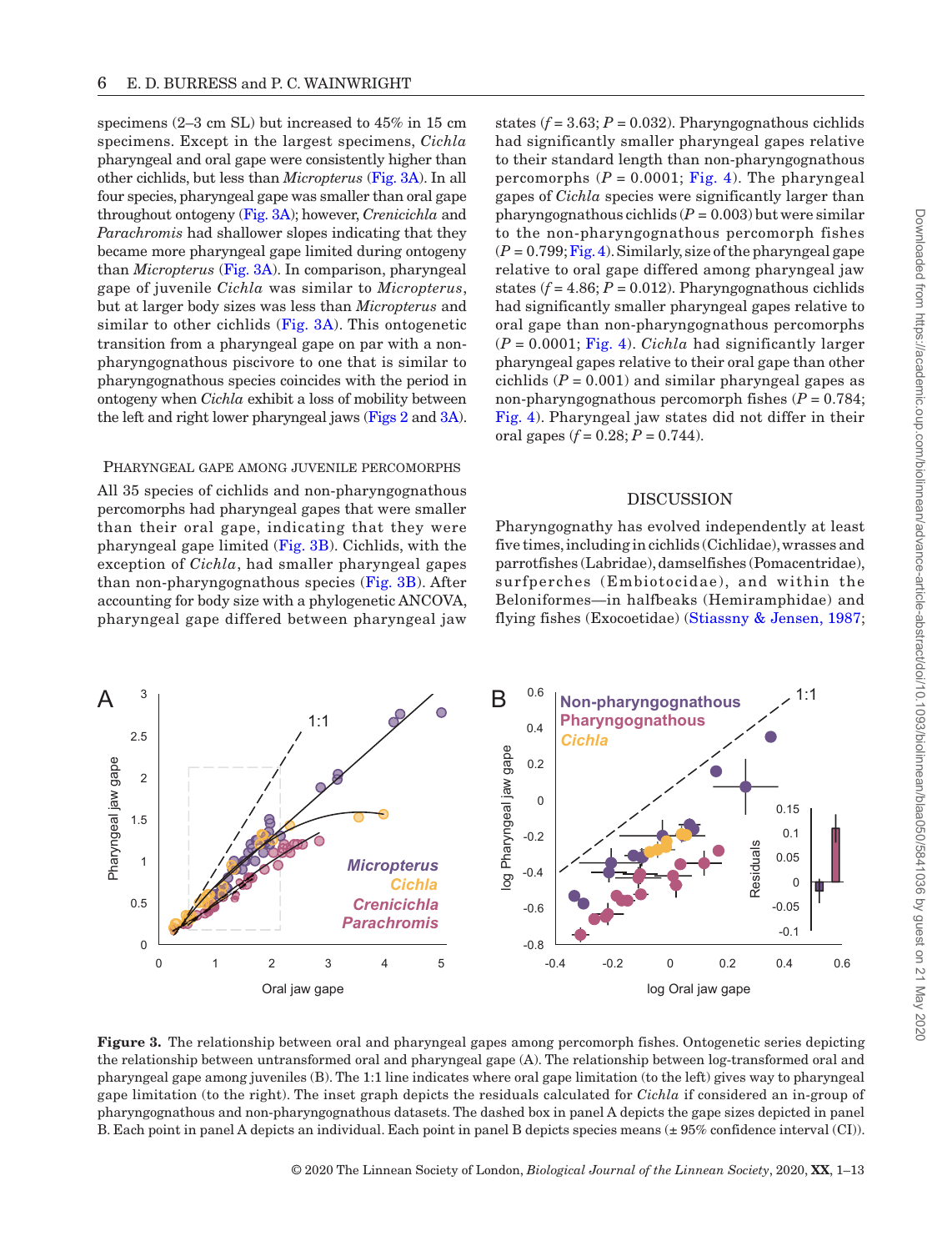specimens (2–3 cm SL) but increased to 45% in 15 cm specimens. Except in the largest specimens, *Cichla* pharyngeal and oral gape were consistently higher than other cichlids, but less than *Micropterus* (Fig. 3A). In all four species, pharyngeal gape was smaller than oral gape throughout ontogeny (Fig. 3A); however, *Crenicichla* and *Parachromis* had shallower slopes indicating that they became more pharyngeal gape limited during ontogeny than *Micropterus* (Fig. 3A). In comparison, pharyngeal gape of juvenile *Cichla* was similar to *Micropterus*, but at larger body sizes was less than *Micropterus* and similar to other cichlids (Fig. 3A). This ontogenetic transition from a pharyngeal gape on par with a non-pharyngognathous piscivore to one that is similar to pharyngognathous species coincides with the period in ontogeny when *Cichla* exhibit a loss of mobility between the left and right lower pharyngeal jaws (Figs 2 and 3A).

### Pharyngeal gape among juvenile percomorphs

All 35 species of cichlids and non-pharyngognathous percomorphs had pharyngeal gapes that were smaller than their oral gape, indicating that they were pharyngeal gape limited (Fig. 3B). Cichlids, with the exception of *Cichla*, had smaller pharyngeal gapes than non-pharyngognathous species (Fig. 3B). After accounting for body size with a phylogenetic ANCOVA, pharyngeal gape differed between pharyngeal jaw states ($f = 3.63$; $P = 0.032$). Pharyngognathous cichlids had significantly smaller pharyngeal gapes relative to their standard length than non-pharyngognathous percomorphs ($P = 0.0001$; Fig. 4). The pharyngeal gapes of *Cichla* species were significantly larger than pharyngognathous cichlids ($P = 0.003$) but were similar to the non-pharyngognathous percomorph fishes ($P = 0.799$; Fig. 4). Similarly, size of the pharyngeal gape relative to oral gape differed among pharyngeal jaw states ($f = 4.86$; $P = 0.012$). Pharyngognathous cichlids had significantly smaller pharyngeal gapes relative to oral gape than non-pharyngognathous percomorphs ($P = 0.0001$; Fig. 4). *Cichla* had significantly larger pharyngeal gapes relative to their oral gape than other cichlids ($P = 0.001$) and similar pharyngeal gapes as non-pharyngognathous percomorph fishes ($P = 0.784$; Fig. 4). Pharyngeal jaw states did not differ in their oral gapes ($f = 0.28$; $P = 0.744$).

## DISCUSSION

Pharyngognathy has evolved independently at least five times, including in cichlids (Cichlidae), wrasses and parrotfishes (Labridae), damselfishes (Pomacentridae), surfperches (Embiotocidae), and within the Beloniformes—in halfbeaks (Hemiramphidae) and flying fishes (Exocoetidae) (Stiassny & Jensen, 1987;

**Figure 3.** The relationship between oral and pharyngeal gapes among percomorph fishes. Ontogenetic series depicting the relationship between untransformed oral and pharyngeal gape (A). The relationship between log-transformed oral and pharyngeal gape among juveniles (B). The 1:1 line indicates where oral gape limitation (to the left) gives way to pharyngeal gape limitation (to the right). The inset graph depicts the residuals calculated for *Cichla* if considered an in-group of pharyngognathous and non-pharyngognathous datasets. The dashed box in panel A depicts the gape sizes depicted in panel B. Each point in panel A depicts an individual. Each point in panel B depicts species means (± 95% confidence interval (CI)).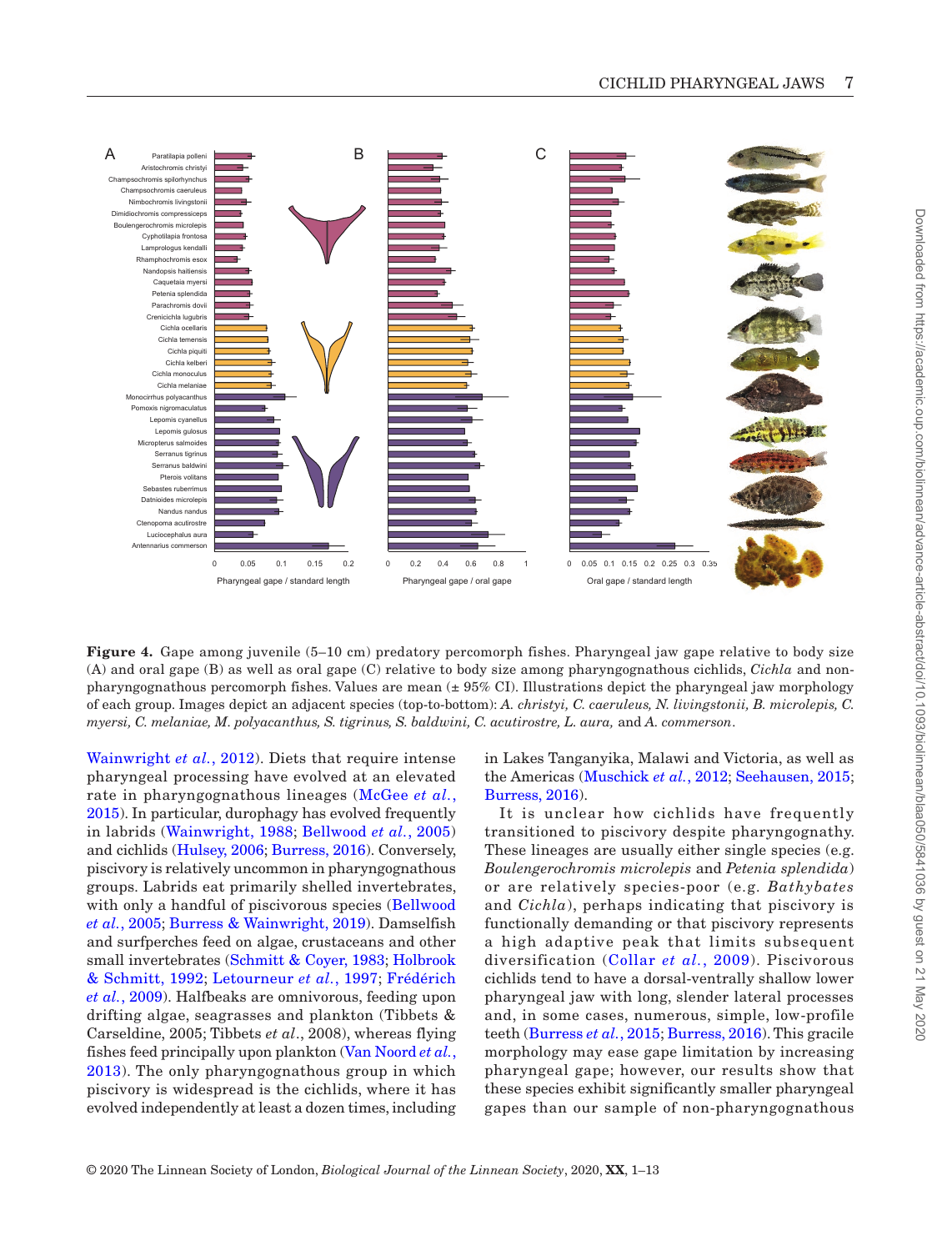**Figure 4.** Gape among juvenile (5–10 cm) predatory percomorph fishes. Pharyngeal jaw gape relative to body size (A) and oral gape (B) as well as oral gape (C) relative to body size among pharyngognathous cichlids, *Cichla* and non-pharyngognathous percomorph fishes. Values are mean (± 95% CI). Illustrations depict the pharyngeal jaw morphology of each group. Images depict an adjacent species (top-to-bottom): *A. christyi, C. caeruleus, N. livingstonii, B. microlepis, C. myersi, C. melaniae, M. polyacanthus, S. tigrinus, S. baldwini, C. acutirostre, L. aura,* and *A. commerson*.

Wainwright *et al.*, 2012). Diets that require intense pharyngeal processing have evolved at an elevated rate in pharyngognathous lineages (McGee *et al.*, 2015). In particular, durophagy has evolved frequently in labrids (Wainwright, 1988; Bellwood *et al.*, 2005) and cichlids (Hulsey, 2006; Burress, 2016). Conversely, piscivory is relatively uncommon in pharyngognathous groups. Labrids eat primarily shelled invertebrates, with only a handful of piscivorous species (Bellwood *et al.*, 2005; Burress & Wainwright, 2019). Damselfish and surfperches feed on algae, crustaceans and other small invertebrates (Schmitt & Coyer, 1983; Holbrook & Schmitt, 1992; Letourneur *et al.*, 1997; Frédérich *et al.*, 2009). Halfbeaks are omnivorous, feeding upon drifting algae, seagrasses and plankton (Tibbets & Carseldine, 2005; Tibbets *et al.*, 2008), whereas flying fishes feed principally upon plankton (Van Noord *et al.*, 2013). The only pharyngognathous group in which piscivory is widespread is the cichlids, where it has evolved independently at least a dozen times, including in Lakes Tanganyika, Malawi and Victoria, as well as the Americas (Muschick *et al.*, 2012; Seehausen, 2015; Burress, 2016).

It is unclear how cichlids have frequently transitioned to piscivory despite pharyngognathy. These lineages are usually either single species (e.g. *Boulengerochromis microlepis* and *Petenia splendida*) or are relatively species-poor (e.g. *Bathybates* and *Cichla*), perhaps indicating that piscivory is functionally demanding or that piscivory represents a high adaptive peak that limits subsequent diversification (Collar *et al.*, 2009). Piscivorous cichlids tend to have a dorsal-ventrally shallow lower pharyngeal jaw with long, slender lateral processes and, in some cases, numerous, simple, low-profile teeth (Burress *et al.*, 2015; Burress, 2016). This gracile morphology may ease gape limitation by increasing pharyngeal gape; however, our results show that these species exhibit significantly smaller pharyngeal gapes than our sample of non-pharyngognathous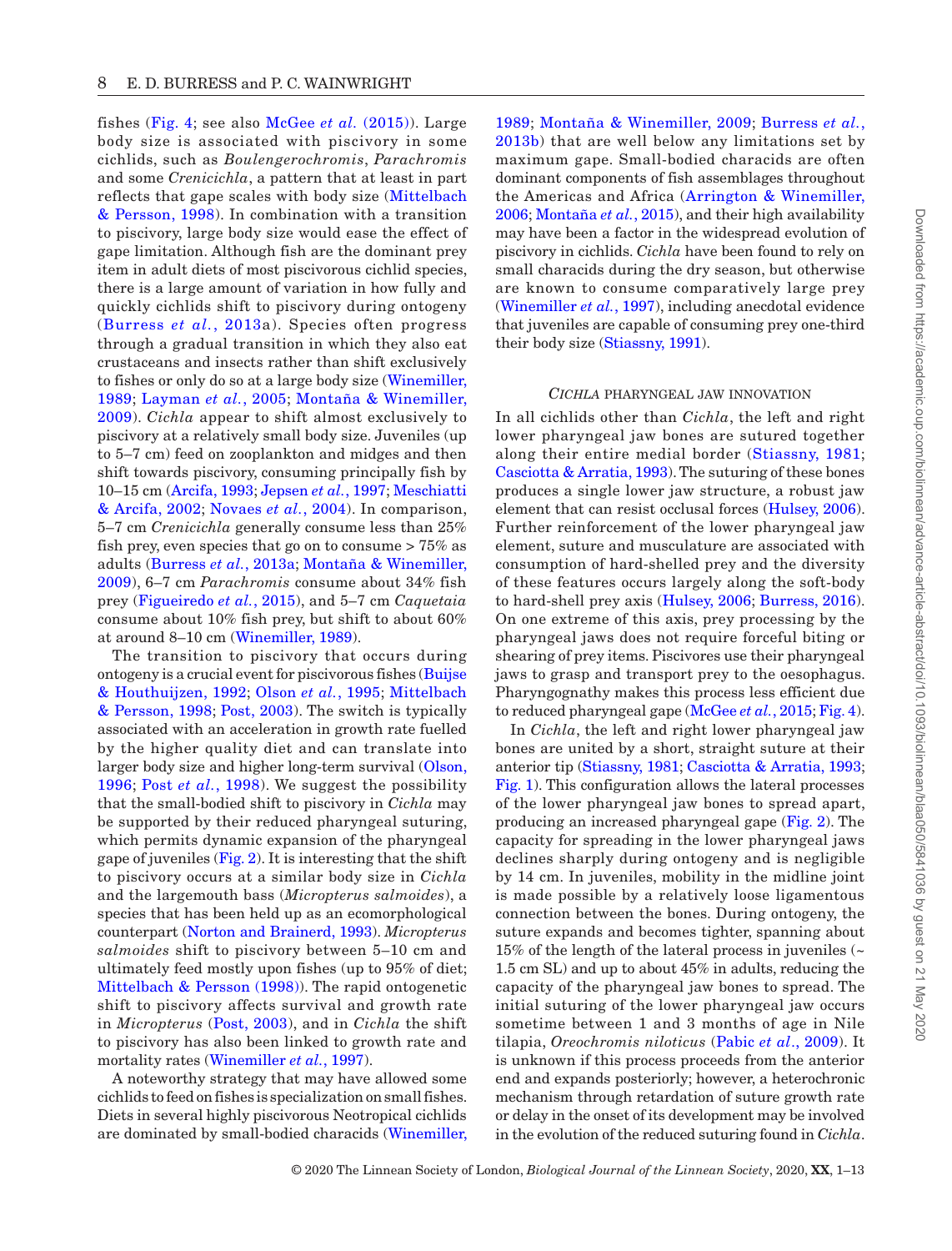fishes (Fig. 4; see also McGee *et al.* (2015)). Large body size is associated with piscivory in some cichlids, such as *Boulengerochromis*, *Parachromis* and some *Crenicichla*, a pattern that at least in part reflects that gape scales with body size (Mittelbach & Persson, 1998). In combination with a transition to piscivory, large body size would ease the effect of gape limitation. Although fish are the dominant prey item in adult diets of most piscivorous cichlid species, there is a large amount of variation in how fully and quickly cichlids shift to piscivory during ontogeny (Burress *et al.*, 2013a). Species often progress through a gradual transition in which they also eat crustaceans and insects rather than shift exclusively to fishes or only do so at a large body size (Winemiller, 1989; Layman *et al.*, 2005; Montaña & Winemiller, 2009). *Cichla* appear to shift almost exclusively to piscivory at a relatively small body size. Juveniles (up to 5–7 cm) feed on zooplankton and midges and then shift towards piscivory, consuming principally fish by 10–15 cm (Arcifa, 1993; Jepsen *et al.*, 1997; Meschiatti & Arcifa, 2002; Novaes *et al.*, 2004). In comparison, 5–7 cm *Crenicichla* generally consume less than 25% fish prey, even species that go on to consume > 75% as adults (Burress *et al.*, 2013a; Montaña & Winemiller, 2009), 6–7 cm *Parachromis* consume about 34% fish prey (Figueiredo *et al.*, 2015), and 5–7 cm *Caquetaia* consume about 10% fish prey, but shift to about 60% at around 8–10 cm (Winemiller, 1989).

The transition to piscivory that occurs during ontogeny is a crucial event for piscivorous fishes (Buijse & Houthuijzen, 1992; Olson *et al.*, 1995; Mittelbach & Persson, 1998; Post, 2003). The switch is typically associated with an acceleration in growth rate fuelled by the higher quality diet and can translate into larger body size and higher long-term survival (Olson, 1996; Post *et al.*, 1998). We suggest the possibility that the small-bodied shift to piscivory in *Cichla* may be supported by their reduced pharyngeal suturing, which permits dynamic expansion of the pharyngeal gape of juveniles (Fig. 2). It is interesting that the shift to piscivory occurs at a similar body size in *Cichla* and the largemouth bass (*Micropterus salmoides*), a species that has been held up as an ecomorphological counterpart (Norton and Brainerd, 1993). *Micropterus salmoides* shift to piscivory between 5–10 cm and ultimately feed mostly upon fishes (up to 95% of diet; Mittelbach & Persson (1998)). The rapid ontogenetic shift to piscivory affects survival and growth rate in *Micropterus* (Post, 2003), and in *Cichla* the shift to piscivory has also been linked to growth rate and mortality rates (Winemiller *et al.*, 1997).

A noteworthy strategy that may have allowed some cichlids to feed on fishes is specialization on small fishes. Diets in several highly piscivorous Neotropical cichlids are dominated by small-bodied characids (Winemiller, 1989; Montaña & Winemiller, 2009; Burress *et al.*, 2013b) that are well below any limitations set by maximum gape. Small-bodied characids are often dominant components of fish assemblages throughout the Americas and Africa (Arrington & Winemiller, 2006; Montaña *et al.*, 2015), and their high availability may have been a factor in the widespread evolution of piscivory in cichlids. *Cichla* have been found to rely on small characids during the dry season, but otherwise are known to consume comparatively large prey (Winemiller *et al.*, 1997), including anecdotal evidence that juveniles are capable of consuming prey one-third their body size (Stiassny, 1991).

## *Cichla* pharyngeal jaw innovation

In all cichlids other than *Cichla*, the left and right lower pharyngeal jaw bones are sutured together along their entire medial border (Stiassny, 1981; Casciotta & Arratia, 1993). The suturing of these bones produces a single lower jaw structure, a robust jaw element that can resist occlusal forces (Hulsey, 2006). Further reinforcement of the lower pharyngeal jaw element, suture and musculature are associated with consumption of hard-shelled prey and the diversity of these features occurs largely along the soft-body to hard-shell prey axis (Hulsey, 2006; Burress, 2016). On one extreme of this axis, prey processing by the pharyngeal jaws does not require forceful biting or shearing of prey items. Piscivores use their pharyngeal jaws to grasp and transport prey to the oesophagus. Pharyngognathy makes this process less efficient due to reduced pharyngeal gape (McGee *et al.*, 2015; Fig. 4).

In *Cichla*, the left and right lower pharyngeal jaw bones are united by a short, straight suture at their anterior tip (Stiassny, 1981; Casciotta & Arratia, 1993; Fig. 1). This configuration allows the lateral processes of the lower pharyngeal jaw bones to spread apart, producing an increased pharyngeal gape (Fig. 2). The capacity for spreading in the lower pharyngeal jaws declines sharply during ontogeny and is negligible by 14 cm. In juveniles, mobility in the midline joint is made possible by a relatively loose ligamentous connection between the bones. During ontogeny, the suture expands and becomes tighter, spanning about 15% of the length of the lateral process in juveniles (~ 1.5 cm SL) and up to about 45% in adults, reducing the capacity of the pharyngeal jaw bones to spread. The initial suturing of the lower pharyngeal jaw occurs sometime between 1 and 3 months of age in Nile tilapia, *Oreochromis niloticus* (Pabic *et al.*, 2009). It is unknown if this process proceeds from the anterior end and expands posteriorly; however, a heterochronic mechanism through retardation of suture growth rate or delay in the onset of its development may be involved in the evolution of the reduced suturing found in *Cichla*.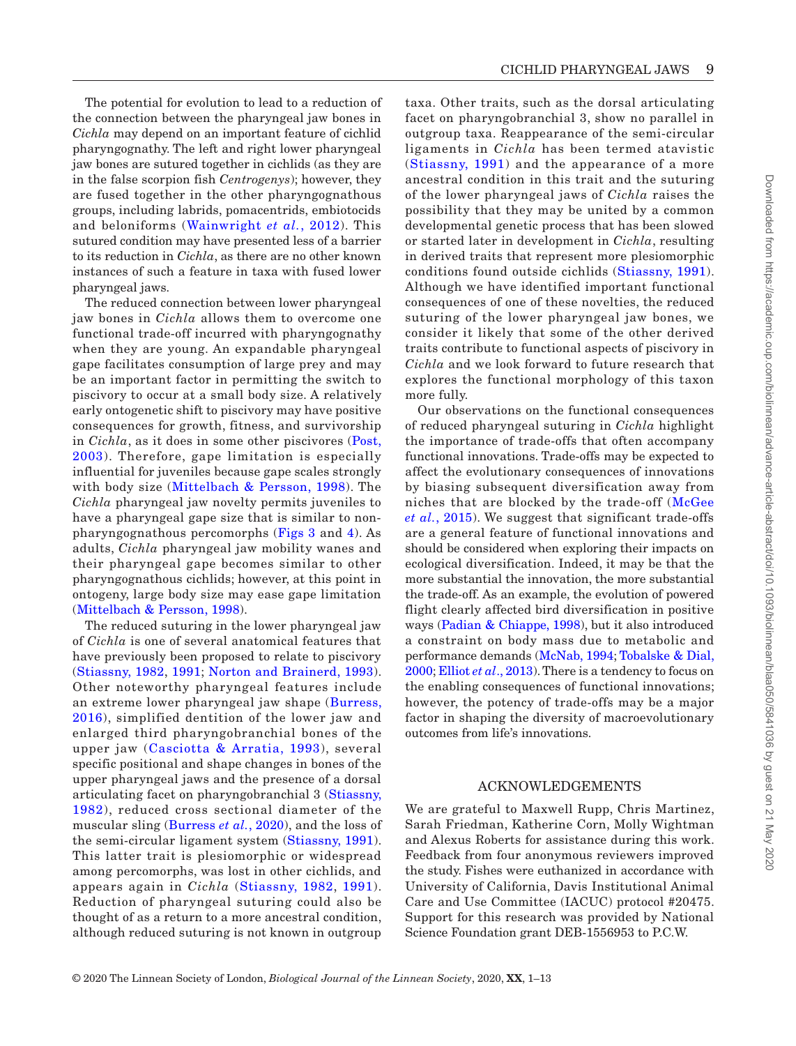The potential for evolution to lead to a reduction of the connection between the pharyngeal jaw bones in *Cichla* may depend on an important feature of cichlid pharyngognathy. The left and right lower pharyngeal jaw bones are sutured together in cichlids (as they are in the false scorpion fish *Centrogenys*); however, they are fused together in the other pharyngognathous groups, including labrids, pomacentrids, embiotocids and beloniforms (Wainwright *et al.*, 2012). This sutured condition may have presented less of a barrier to its reduction in *Cichla*, as there are no other known instances of such a feature in taxa with fused lower pharyngeal jaws.

The reduced connection between lower pharyngeal jaw bones in *Cichla* allows them to overcome one functional trade-off incurred with pharyngognathy when they are young. An expandable pharyngeal gape facilitates consumption of large prey and may be an important factor in permitting the switch to piscivory to occur at a small body size. A relatively early ontogenetic shift to piscivory may have positive consequences for growth, fitness, and survivorship in *Cichla*, as it does in some other piscivores (Post, 2003). Therefore, gape limitation is especially influential for juveniles because gape scales strongly with body size (Mittelbach & Persson, 1998). The *Cichla* pharyngeal jaw novelty permits juveniles to have a pharyngeal gape size that is similar to non-pharyngognathous percomorphs (Figs 3 and 4). As adults, *Cichla* pharyngeal jaw mobility wanes and their pharyngeal gape becomes similar to other pharyngognathous cichlids; however, at this point in ontogeny, large body size may ease gape limitation (Mittelbach & Persson, 1998).

The reduced suturing in the lower pharyngeal jaw of *Cichla* is one of several anatomical features that have previously been proposed to relate to piscivory (Stiassny, 1982, 1991; Norton and Brainerd, 1993). Other noteworthy pharyngeal features include an extreme lower pharyngeal jaw shape (Burress, 2016), simplified dentition of the lower jaw and enlarged third pharyngobranchial bones of the upper jaw (Casciotta & Arratia, 1993), several specific positional and shape changes in bones of the upper pharyngeal jaws and the presence of a dorsal articulating facet on pharyngobranchial 3 (Stiassny, 1982), reduced cross sectional diameter of the muscular sling (Burress *et al.*, 2020), and the loss of the semi-circular ligament system (Stiassny, 1991). This latter trait is plesiomorphic or widespread among percomorphs, was lost in other cichlids, and appears again in *Cichla* (Stiassny, 1982, 1991). Reduction of pharyngeal suturing could also be thought of as a return to a more ancestral condition, although reduced suturing is not known in outgroup taxa. Other traits, such as the dorsal articulating facet on pharyngobranchial 3, show no parallel in outgroup taxa. Reappearance of the semi-circular ligaments in *Cichla* has been termed atavistic (Stiassny, 1991) and the appearance of a more ancestral condition in this trait and the suturing of the lower pharyngeal jaws of *Cichla* raises the possibility that they may be united by a common developmental genetic process that has been slowed or started later in development in *Cichla*, resulting in derived traits that represent more plesiomorphic conditions found outside cichlids (Stiassny, 1991). Although we have identified important functional consequences of one of these novelties, the reduced suturing of the lower pharyngeal jaw bones, we consider it likely that some of the other derived traits contribute to functional aspects of piscivory in *Cichla* and we look forward to future research that explores the functional morphology of this taxon more fully.

Our observations on the functional consequences of reduced pharyngeal suturing in *Cichla* highlight the importance of trade-offs that often accompany functional innovations. Trade-offs may be expected to affect the evolutionary consequences of innovations by biasing subsequent diversification away from niches that are blocked by the trade-off (McGee *et al.*, 2015). We suggest that significant trade-offs are a general feature of functional innovations and should be considered when exploring their impacts on ecological diversification. Indeed, it may be that the more substantial the innovation, the more substantial the trade-off. As an example, the evolution of powered flight clearly affected bird diversification in positive ways (Padian & Chiappe, 1998), but it also introduced a constraint on body mass due to metabolic and performance demands (McNab, 1994; Tobalske & Dial, 2000; Elliot *et al.*, 2013). There is a tendency to focus on the enabling consequences of functional innovations; however, the potency of trade-offs may be a major factor in shaping the diversity of macroevolutionary outcomes from life's innovations.

## ACKNOWLEDGEMENTS

We are grateful to Maxwell Rupp, Chris Martinez, Sarah Friedman, Katherine Corn, Molly Wightman and Alexus Roberts for assistance during this work. Feedback from four anonymous reviewers improved the study. Fishes were euthanized in accordance with University of California, Davis Institutional Animal Care and Use Committee (IACUC) protocol #20475. Support for this research was provided by National Science Foundation grant DEB-1556953 to P.C.W.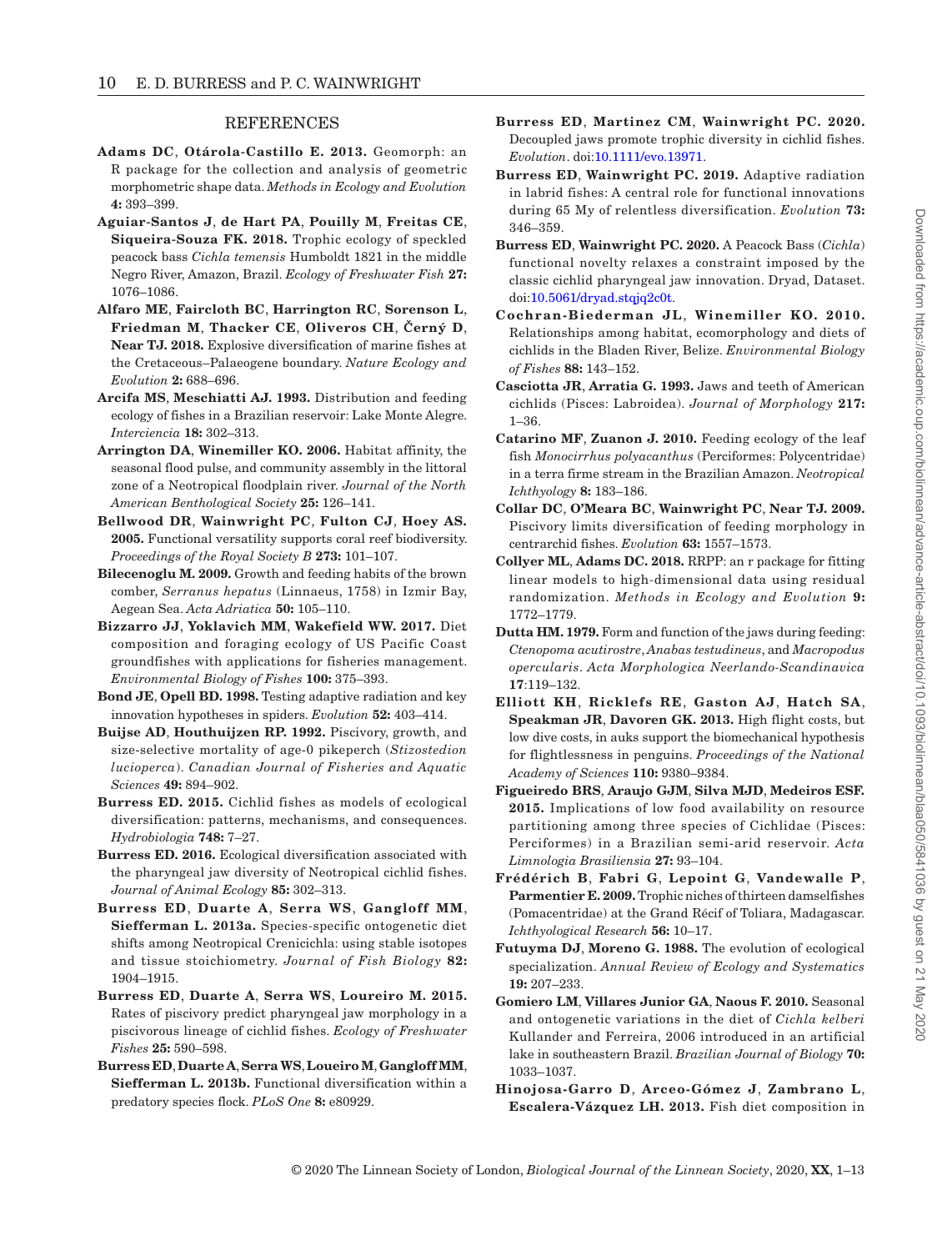## REFERENCES

**Adams DC**, **Otárola-Castillo E. 2013.** Geomorph: an R package for the collection and analysis of geometric morphometric shape data. *Methods in Ecology and Evolution* **4:** 393–399.

**Aguiar-Santos J**, **de Hart PA**, **Pouilly M**, **Freitas CE**, **Siqueira-Souza FK. 2018.** Trophic ecology of speckled peacock bass *Cichla temensis* Humboldt 1821 in the middle Negro River, Amazon, Brazil. *Ecology of Freshwater Fish* **27:** 1076–1086.

**Alfaro ME**, **Faircloth BC**, **Harrington RC**, **Sorenson L**, **Friedman M**, **Thacker CE**, **Oliveros CH**, **Černý D**, **Near TJ. 2018.** Explosive diversification of marine fishes at the Cretaceous–Palaeogene boundary. *Nature Ecology and Evolution* **2:** 688–696.

**Arcifa MS**, **Meschiatti AJ. 1993.** Distribution and feeding ecology of fishes in a Brazilian reservoir: Lake Monte Alegre. *Interciencia* **18:** 302–313.

**Arrington DA**, **Winemiller KO. 2006.** Habitat affinity, the seasonal flood pulse, and community assembly in the littoral zone of a Neotropical floodplain river. *Journal of the North American Benthological Society* **25:** 126–141.

**Bellwood DR**, **Wainwright PC**, **Fulton CJ**, **Hoey AS. 2005.** Functional versatility supports coral reef biodiversity. *Proceedings of the Royal Society B* **273:** 101–107.

**Bilecenoglu M. 2009.** Growth and feeding habits of the brown comber, *Serranus hepatus* (Linnaeus, 1758) in Izmir Bay, Aegean Sea. *Acta Adriatica* **50:** 105–110.

**Bizzarro JJ**, **Yoklavich MM**, **Wakefield WW. 2017.** Diet composition and foraging ecology of US Pacific Coast groundfishes with applications for fisheries management. *Environmental Biology of Fishes* **100:** 375–393.

**Bond JE**, **Opell BD. 1998.** Testing adaptive radiation and key innovation hypotheses in spiders. *Evolution* **52:** 403–414.

**Buijse AD**, **Houthuijzen RP. 1992.** Piscivory, growth, and size-selective mortality of age-0 pikeperch (*Stizostedion lucioperca*). *Canadian Journal of Fisheries and Aquatic Sciences* **49:** 894–902.

**Burress ED. 2015.** Cichlid fishes as models of ecological diversification: patterns, mechanisms, and consequences. *Hydrobiologia* **748:** 7–27.

**Burress ED. 2016.** Ecological diversification associated with the pharyngeal jaw diversity of Neotropical cichlid fishes. *Journal of Animal Ecology* **85:** 302–313.

**Burress ED**, **Duarte A**, **Serra WS**, **Gangloff MM**, **Siefferman L. 2013a.** Species-specific ontogenetic diet shifts among Neotropical Crenicichla: using stable isotopes and tissue stoichiometry. *Journal of Fish Biology* **82:** 1904–1915.

**Burress ED**, **Duarte A**, **Serra WS**, **Loureiro M. 2015.** Rates of piscivory predict pharyngeal jaw morphology in a piscivorous lineage of cichlid fishes. *Ecology of Freshwater Fishes* **25:** 590–598.

**Burress ED**, **Duarte A**, **Serra WS**, **Loueiro M**, **Gangloff MM**, **Siefferman L. 2013b.** Functional diversification within a predatory species flock. *PLoS One* **8:** e80929.

**Burress ED**, **Martinez CM**, **Wainwright PC. 2020.** Decoupled jaws promote trophic diversity in cichlid fishes. *Evolution*. doi:10.1111/evo.13971.

**Burress ED**, **Wainwright PC. 2019.** Adaptive radiation in labrid fishes: A central role for functional innovations during 65 My of relentless diversification. *Evolution* **73:** 346–359.

**Burress ED**, **Wainwright PC. 2020.** A Peacock Bass (*Cichla*) functional novelty relaxes a constraint imposed by the classic cichlid pharyngeal jaw innovation. Dryad, Dataset. doi:10.5061/dryad.stqjq2c0t.

**Cochran-Biederman JL**, **Winemiller KO. 2010.** Relationships among habitat, ecomorphology and diets of cichlids in the Bladen River, Belize. *Environmental Biology of Fishes* **88:** 143–152.

**Casciotta JR**, **Arratia G. 1993.** Jaws and teeth of American cichlids (Pisces: Labroidea). *Journal of Morphology* **217:** 1–36.

**Catarino MF**, **Zuanon J. 2010.** Feeding ecology of the leaf fish *Monocirrhus polyacanthus* (Perciformes: Polycentridae) in a terra firme stream in the Brazilian Amazon. *Neotropical Ichthyology* **8:** 183–186.

**Collar DC**, **O'Meara BC**, **Wainwright PC**, **Near TJ. 2009.** Piscivory limits diversification of feeding morphology in centrarchid fishes. *Evolution* **63:** 1557–1573.

**Collyer ML**, **Adams DC. 2018.** RRPP: an r package for fitting linear models to high-dimensional data using residual randomization. *Methods in Ecology and Evolution* **9:** 1772–1779.

**Dutta HM. 1979.** Form and function of the jaws during feeding: *Ctenopoma acutirostre*, *Anabas testudineus*, and *Macropodus opercularis*. *Acta Morphologica Neerlando-Scandinavica* **17**:119–132.

**Elliott KH**, **Ricklefs RE**, **Gaston AJ**, **Hatch SA**, **Speakman JR**, **Davoren GK. 2013.** High flight costs, but low dive costs, in auks support the biomechanical hypothesis for flightlessness in penguins. *Proceedings of the National Academy of Sciences* **110:** 9380–9384.

**Figueiredo BRS**, **Araujo GJM**, **Silva MJD**, **Medeiros ESF. 2015.** Implications of low food availability on resource partitioning among three species of Cichlidae (Pisces: Perciformes) in a Brazilian semi-arid reservoir. *Acta Limnologia Brasiliensia* **27:** 93–104.

**Frédérich B**, **Fabri G**, **Lepoint G**, **Vandewalle P**, **Parmentier E. 2009.** Trophic niches of thirteen damselfishes (Pomacentridae) at the Grand Récif of Toliara, Madagascar. *Ichthyological Research* **56:** 10–17.

**Futuyma DJ**, **Moreno G. 1988.** The evolution of ecological specialization. *Annual Review of Ecology and Systematics* **19:** 207–233.

**Gomiero LM**, **Villares Junior GA**, **Naous F. 2010.** Seasonal and ontogenetic variations in the diet of *Cichla kelberi* Kullander and Ferreira, 2006 introduced in an artificial lake in southeastern Brazil. *Brazilian Journal of Biology* **70:** 1033–1037.

**Hinojosa-Garro D**, **Arceo-Gómez J**, **Zambrano L**, **Escalera-Vázquez LH. 2013.** Fish diet composition in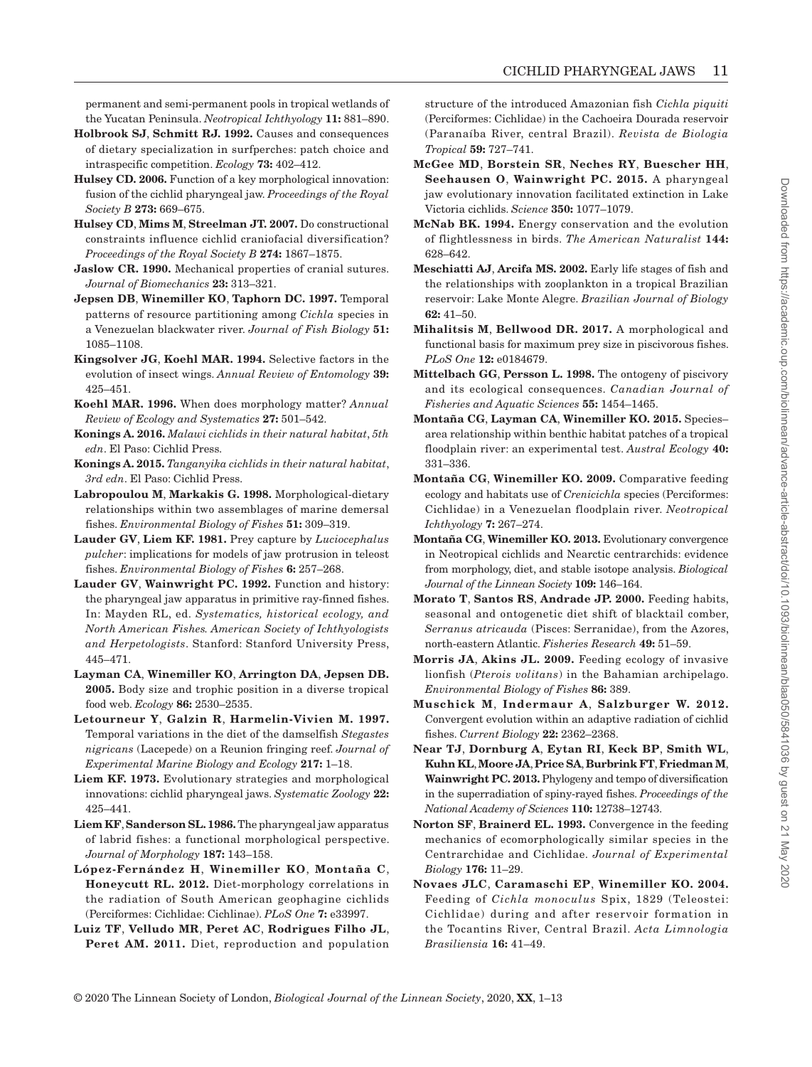permanent and semi-permanent pools in tropical wetlands of the Yucatan Peninsula. *Neotropical Ichthyology* **11:** 881–890.

**Holbrook SJ**, **Schmitt RJ. 1992.** Causes and consequences of dietary specialization in surfperches: patch choice and intraspecific competition. *Ecology* **73:** 402–412.

**Hulsey CD. 2006.** Function of a key morphological innovation: fusion of the cichlid pharyngeal jaw. *Proceedings of the Royal Society B* **273:** 669–675.

**Hulsey CD**, **Mims M**, **Streelman JT. 2007.** Do constructional constraints influence cichlid craniofacial diversification? *Proceedings of the Royal Society B* **274:** 1867–1875.

**Jaslow CR. 1990.** Mechanical properties of cranial sutures. *Journal of Biomechanics* **23:** 313–321.

**Jepsen DB**, **Winemiller KO**, **Taphorn DC. 1997.** Temporal patterns of resource partitioning among *Cichla* species in a Venezuelan blackwater river. *Journal of Fish Biology* **51:** 1085–1108.

**Kingsolver JG**, **Koehl MAR. 1994.** Selective factors in the evolution of insect wings. *Annual Review of Entomology* **39:** 425–451.

**Koehl MAR. 1996.** When does morphology matter? *Annual Review of Ecology and Systematics* **27:** 501–542.

**Konings A. 2016.** *Malawi cichlids in their natural habitat*, *5th edn*. El Paso: Cichlid Press.

**Konings A. 2015.** *Tanganyika cichlids in their natural habitat*, *3rd edn*. El Paso: Cichlid Press.

**Labropoulou M**, **Markakis G. 1998.** Morphological-dietary relationships within two assemblages of marine demersal fishes. *Environmental Biology of Fishes* **51:** 309–319.

**Lauder GV**, **Liem KF. 1981.** Prey capture by *Luciocephalus pulcher*: implications for models of jaw protrusion in teleost fishes. *Environmental Biology of Fishes* **6:** 257–268.

**Lauder GV**, **Wainwright PC. 1992.** Function and history: the pharyngeal jaw apparatus in primitive ray-finned fishes. In: Mayden RL, ed. *Systematics, historical ecology, and North American Fishes. American Society of Ichthyologists and Herpetologists*. Stanford: Stanford University Press, 445–471.

**Layman CA**, **Winemiller KO**, **Arrington DA**, **Jepsen DB. 2005.** Body size and trophic position in a diverse tropical food web. *Ecology* **86:** 2530–2535.

**Letourneur Y**, **Galzin R**, **Harmelin-Vivien M. 1997.** Temporal variations in the diet of the damselfish *Stegastes nigricans* (Lacepede) on a Reunion fringing reef. *Journal of Experimental Marine Biology and Ecology* **217:** 1–18.

**Liem KF. 1973.** Evolutionary strategies and morphological innovations: cichlid pharyngeal jaws. *Systematic Zoology* **22:** 425–441.

**Liem KF**, **Sanderson SL. 1986.** The pharyngeal jaw apparatus of labrid fishes: a functional morphological perspective. *Journal of Morphology* **187:** 143–158.

**López-Fernández H**, **Winemiller KO**, **Montaña C**, **Honeycutt RL. 2012.** Diet-morphology correlations in the radiation of South American geophagine cichlids (Perciformes: Cichlidae: Cichlinae). *PLoS One* **7:** e33997.

**Luiz TF**, **Velludo MR**, **Peret AC**, **Rodrigues Filho JL**, **Peret AM. 2011.** Diet, reproduction and population structure of the introduced Amazonian fish *Cichla piquiti* (Perciformes: Cichlidae) in the Cachoeira Dourada reservoir (Paranaíba River, central Brazil). *Revista de Biologia Tropical* **59:** 727–741.

**McGee MD**, **Borstein SR**, **Neches RY**, **Buescher HH**, **Seehausen O**, **Wainwright PC. 2015.** A pharyngeal jaw evolutionary innovation facilitated extinction in Lake Victoria cichlids. *Science* **350:** 1077–1079.

**McNab BK. 1994.** Energy conservation and the evolution of flightlessness in birds. *The American Naturalist* **144:** 628–642.

**Meschiatti AJ**, **Arcifa MS. 2002.** Early life stages of fish and the relationships with zooplankton in a tropical Brazilian reservoir: Lake Monte Alegre. *Brazilian Journal of Biology* **62:** 41–50.

**Mihalitsis M**, **Bellwood DR. 2017.** A morphological and functional basis for maximum prey size in piscivorous fishes. *PLoS One* **12:** e0184679.

**Mittelbach GG**, **Persson L. 1998.** The ontogeny of piscivory and its ecological consequences. *Canadian Journal of Fisheries and Aquatic Sciences* **55:** 1454–1465.

**Montaña CG**, **Layman CA**, **Winemiller KO. 2015.** Species–area relationship within benthic habitat patches of a tropical floodplain river: an experimental test. *Austral Ecology* **40:** 331–336.

**Montaña CG**, **Winemiller KO. 2009.** Comparative feeding ecology and habitats use of *Crenicichla* species (Perciformes: Cichlidae) in a Venezuelan floodplain river. *Neotropical Ichthyology* **7:** 267–274.

**Montaña CG**, **Winemiller KO. 2013.** Evolutionary convergence in Neotropical cichlids and Nearctic centrarchids: evidence from morphology, diet, and stable isotope analysis. *Biological Journal of the Linnean Society* **109:** 146–164.

**Morato T**, **Santos RS**, **Andrade JP. 2000.** Feeding habits, seasonal and ontogenetic diet shift of blacktail comber, *Serranus atricauda* (Pisces: Serranidae), from the Azores, north-eastern Atlantic. *Fisheries Research* **49:** 51–59.

**Morris JA**, **Akins JL. 2009.** Feeding ecology of invasive lionfish (*Pterois volitans*) in the Bahamian archipelago. *Environmental Biology of Fishes* **86:** 389.

**Muschick M**, **Indermaur A**, **Salzburger W. 2012.** Convergent evolution within an adaptive radiation of cichlid fishes. *Current Biology* **22:** 2362–2368.

**Near TJ**, **Dornburg A**, **Eytan RI**, **Keck BP**, **Smith WL**, **Kuhn KL**, **Moore JA**, **Price SA**, **Burbrink FT**, **Friedman M**, **Wainwright PC. 2013.** Phylogeny and tempo of diversification in the superradiation of spiny-rayed fishes. *Proceedings of the National Academy of Sciences* **110:** 12738–12743.

**Norton SF**, **Brainerd EL. 1993.** Convergence in the feeding mechanics of ecomorphologically similar species in the Centrarchidae and Cichlidae. *Journal of Experimental Biology* **176:** 11–29.

**Novaes JLC**, **Caramaschi EP**, **Winemiller KO. 2004.** Feeding of *Cichla monoculus* Spix, 1829 (Teleostei: Cichlidae) during and after reservoir formation in the Tocantins River, Central Brazil. *Acta Limnologia Brasiliensia* **16:** 41–49.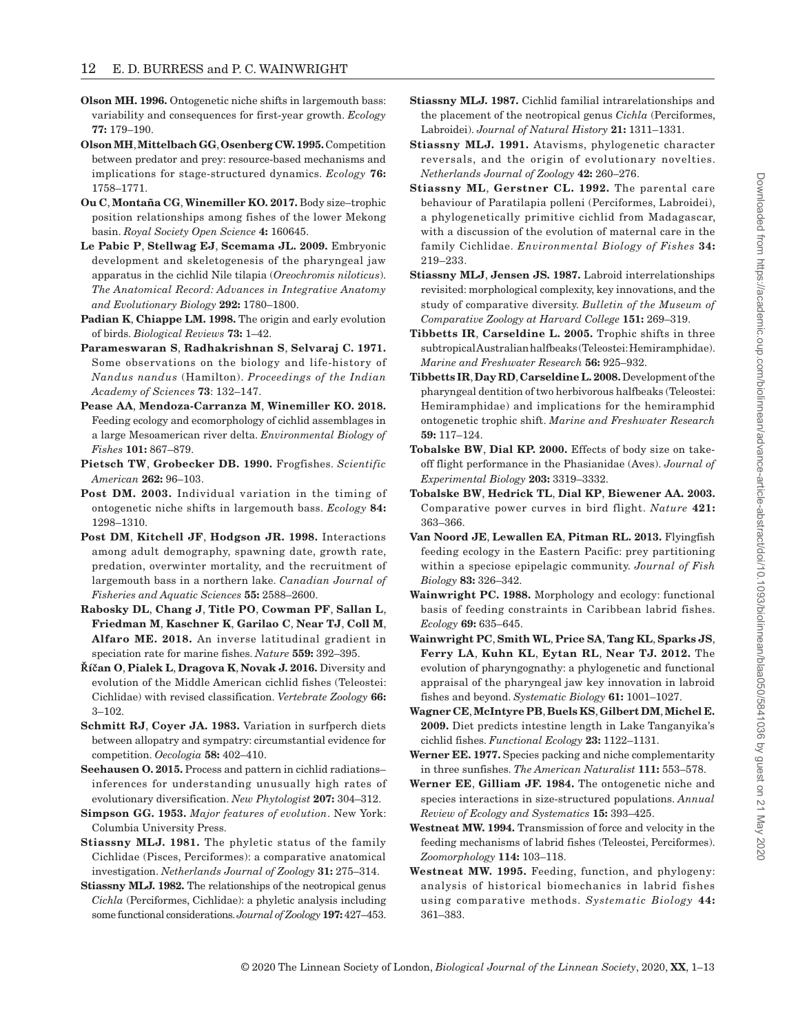**Olson MH. 1996.** Ontogenetic niche shifts in largemouth bass: variability and consequences for first-year growth. *Ecology* **77:** 179–190.

**Olson MH, Mittelbach GG, Osenberg CW. 1995.** Competition between predator and prey: resource-based mechanisms and implications for stage-structured dynamics. *Ecology* **76:** 1758–1771.

**Ou C, Montaña CG, Winemiller KO. 2017.** Body size–trophic position relationships among fishes of the lower Mekong basin. *Royal Society Open Science* **4:** 160645.

**Le Pabic P, Stellwag EJ, Scemama JL. 2009.** Embryonic development and skeletogenesis of the pharyngeal jaw apparatus in the cichlid Nile tilapia (*Oreochromis niloticus*). *The Anatomical Record: Advances in Integrative Anatomy and Evolutionary Biology* **292:** 1780–1800.

**Padian K, Chiappe LM. 1998.** The origin and early evolution of birds. *Biological Reviews* **73:** 1–42.

**Parameswaran S, Radhakrishnan S, Selvaraj C. 1971.** Some observations on the biology and life-history of *Nandus nandus* (Hamilton). *Proceedings of the Indian Academy of Sciences* **73**: 132–147.

**Pease AA, Mendoza-Carranza M, Winemiller KO. 2018.** Feeding ecology and ecomorphology of cichlid assemblages in a large Mesoamerican river delta. *Environmental Biology of Fishes* **101:** 867–879.

**Pietsch TW, Grobecker DB. 1990.** Frogfishes. *Scientific American* **262:** 96–103.

**Post DM. 2003.** Individual variation in the timing of ontogenetic niche shifts in largemouth bass. *Ecology* **84:** 1298–1310.

**Post DM, Kitchell JF, Hodgson JR. 1998.** Interactions among adult demography, spawning date, growth rate, predation, overwinter mortality, and the recruitment of largemouth bass in a northern lake. *Canadian Journal of Fisheries and Aquatic Sciences* **55:** 2588–2600.

**Rabosky DL, Chang J, Title PO, Cowman PF, Sallan L, Friedman M, Kaschner K, Garilao C, Near TJ, Coll M, Alfaro ME. 2018.** An inverse latitudinal gradient in speciation rate for marine fishes. *Nature* **559:** 392–395.

**Říčan O, Pialek L, Dragova K, Novak J. 2016.** Diversity and evolution of the Middle American cichlid fishes (Teleostei: Cichlidae) with revised classification. *Vertebrate Zoology* **66:** 3–102.

**Schmitt RJ, Coyer JA. 1983.** Variation in surfperch diets between allopatry and sympatry: circumstantial evidence for competition. *Oecologia* **58:** 402–410.

**Seehausen O. 2015.** Process and pattern in cichlid radiations–inferences for understanding unusually high rates of evolutionary diversification. *New Phytologist* **207:** 304–312.

**Simpson GG. 1953.** *Major features of evolution*. New York: Columbia University Press.

**Stiassny MLJ. 1981.** The phyletic status of the family Cichlidae (Pisces, Perciformes): a comparative anatomical investigation. *Netherlands Journal of Zoology* **31:** 275–314.

**Stiassny MLJ. 1982.** The relationships of the neotropical genus *Cichla* (Perciformes, Cichlidae): a phyletic analysis including some functional considerations. *Journal of Zoology* **197:** 427–453.

**Stiassny MLJ. 1987.** Cichlid familial intrarelationships and the placement of the neotropical genus *Cichla* (Perciformes, Labroidei). *Journal of Natural History* **21:** 1311–1331.

**Stiassny MLJ. 1991.** Atavisms, phylogenetic character reversals, and the origin of evolutionary novelties. *Netherlands Journal of Zoology* **42:** 260–276.

**Stiassny ML, Gerstner CL. 1992.** The parental care behaviour of Paratilapia polleni (Perciformes, Labroidei), a phylogenetically primitive cichlid from Madagascar, with a discussion of the evolution of maternal care in the family Cichlidae. *Environmental Biology of Fishes* **34:** 219–233.

**Stiassny MLJ, Jensen JS. 1987.** Labroid interrelationships revisited: morphological complexity, key innovations, and the study of comparative diversity. *Bulletin of the Museum of Comparative Zoology at Harvard College* **151:** 269–319.

**Tibbetts IR, Carseldine L. 2005.** Trophic shifts in three subtropical Australian halfbeaks (Teleostei: Hemiramphidae). *Marine and Freshwater Research* **56:** 925–932.

**Tibbetts IR, Day RD, Carseldine L. 2008.** Development of the pharyngeal dentition of two herbivorous halfbeaks (Teleostei: Hemiramphidae) and implications for the hemiramphid ontogenetic trophic shift. *Marine and Freshwater Research* **59:** 117–124.

**Tobalske BW, Dial KP. 2000.** Effects of body size on take-off flight performance in the Phasianidae (Aves). *Journal of Experimental Biology* **203:** 3319–3332.

**Tobalske BW, Hedrick TL, Dial KP, Biewener AA. 2003.** Comparative power curves in bird flight. *Nature* **421:** 363–366.

**Van Noord JE, Lewallen EA, Pitman RL. 2013.** Flyingfish feeding ecology in the Eastern Pacific: prey partitioning within a speciose epipelagic community. *Journal of Fish Biology* **83:** 326–342.

**Wainwright PC. 1988.** Morphology and ecology: functional basis of feeding constraints in Caribbean labrid fishes. *Ecology* **69:** 635–645.

**Wainwright PC, Smith WL, Price SA, Tang KL, Sparks JS, Ferry LA, Kuhn KL, Eytan RL, Near TJ. 2012.** The evolution of pharyngognathy: a phylogenetic and functional appraisal of the pharyngeal jaw key innovation in labroid fishes and beyond. *Systematic Biology* **61:** 1001–1027.

**Wagner CE, McIntyre PB, Buels KS, Gilbert DM, Michel E. 2009.** Diet predicts intestine length in Lake Tanganyika's cichlid fishes. *Functional Ecology* **23:** 1122–1131.

**Werner EE. 1977.** Species packing and niche complementarity in three sunfishes. *The American Naturalist* **111:** 553–578.

**Werner EE, Gilliam JF. 1984.** The ontogenetic niche and species interactions in size-structured populations. *Annual Review of Ecology and Systematics* **15:** 393–425.

**Westneat MW. 1994.** Transmission of force and velocity in the feeding mechanisms of labrid fishes (Teleostei, Perciformes). *Zoomorphology* **114:** 103–118.

**Westneat MW. 1995.** Feeding, function, and phylogeny: analysis of historical biomechanics in labrid fishes using comparative methods. *Systematic Biology* **44:** 361–383.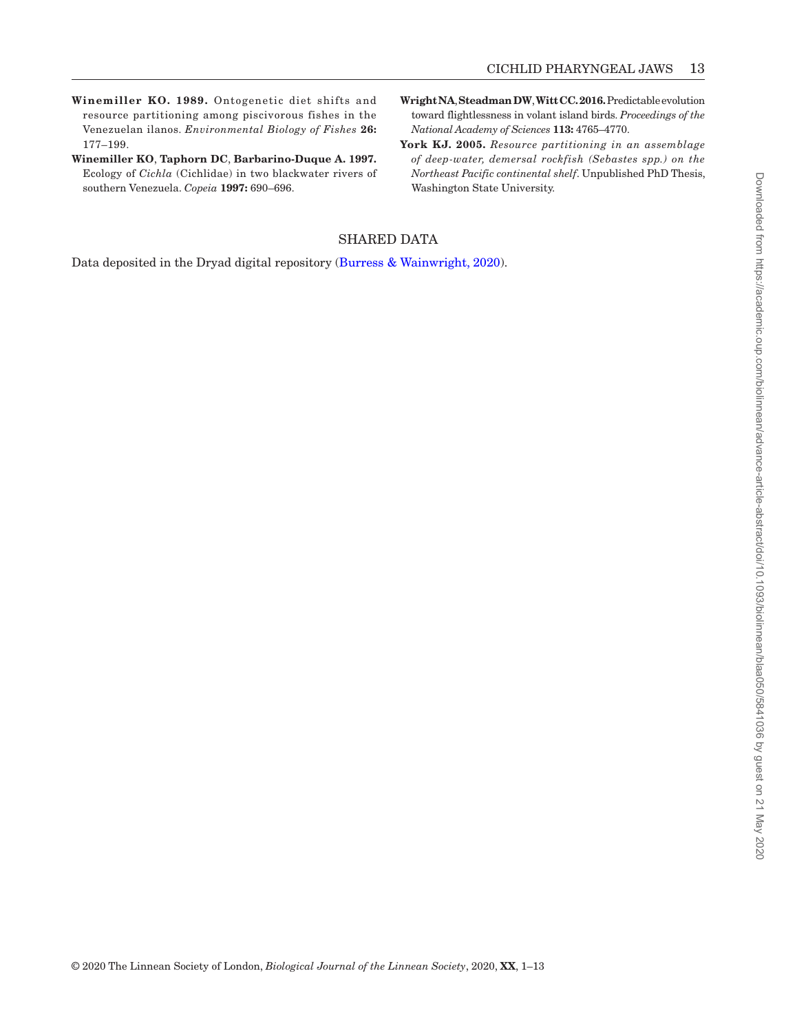**Winemiller KO. 1989.** Ontogenetic diet shifts and resource partitioning among piscivorous fishes in the Venezuelan ilanos. *Environmental Biology of Fishes* **26:** 177–199.

**Winemiller KO**, **Taphorn DC**, **Barbarino-Duque A. 1997.** Ecology of *Cichla* (Cichlidae) in two blackwater rivers of southern Venezuela. *Copeia* **1997:** 690–696.

**Wright NA**, **Steadman DW**, **Witt CC. 2016.** Predictable evolution toward flightlessness in volant island birds. *Proceedings of the National Academy of Sciences* **113:** 4765–4770.

**York KJ. 2005.** *Resource partitioning in an assemblage of deep-water, demersal rockfish (Sebastes spp.) on the Northeast Pacific continental shelf*. Unpublished PhD Thesis, Washington State University.

## SHARED DATA

Data deposited in the Dryad digital repository (Burress & Wainwright, 2020).